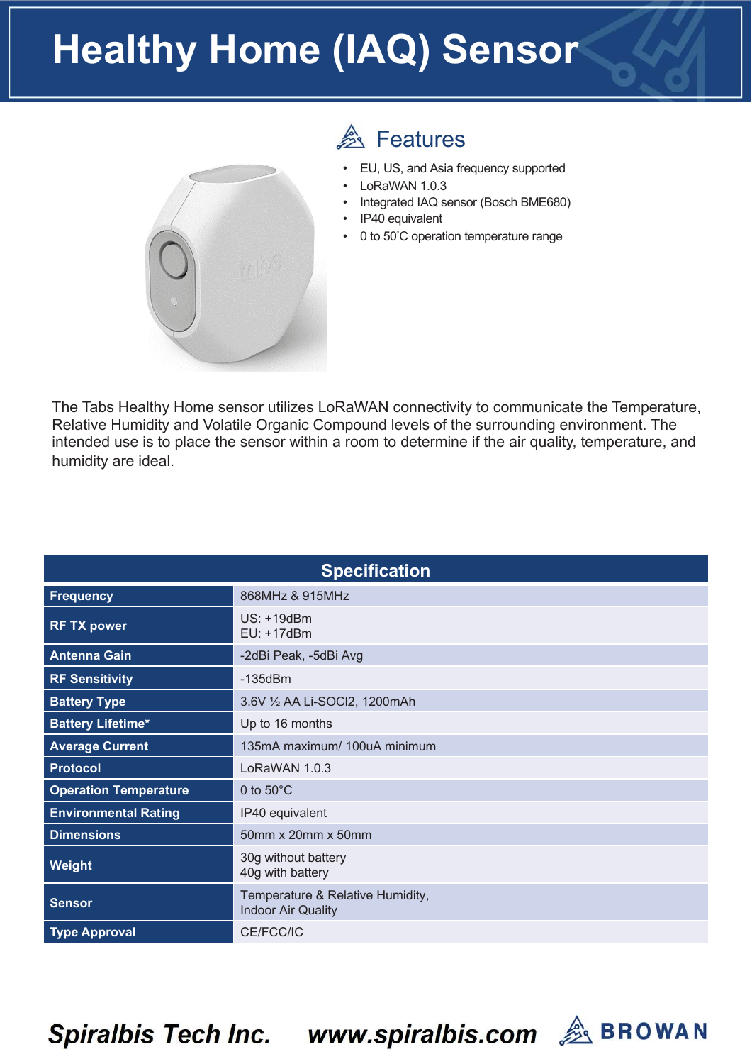# Healthy Home (IAQ) Sensor

## Features

- EU, US, and Asia frequency supported
- LoRaWAN 1.0.3
- Integrated IAQ sensor (Bosch BME680)
- IP40 equivalent
- 0 to 50°C operation temperature range

The Tabs Healthy Home sensor utilizes LoRaWAN connectivity to communicate the Temperature, Relative Humidity and Volatile Organic Compound levels of the surrounding environment. The intended use is to place the sensor within a room to determine if the air quality, temperature, and humidity are ideal.

| Specification | |
|---|---|
| **Frequency** | 868MHz & 915MHz |
| **RF TX power** | US: +19dBm<br>EU: +17dBm |
| **Antenna Gain** | -2dBi Peak, -5dBi Avg |
| **RF Sensitivity** | -135dBm |
| **Battery Type** | 3.6V ½ AA Li-SOCl2, 1200mAh |
| **Battery Lifetime*** | Up to 16 months |
| **Average Current** | 135mA maximum/ 100uA minimum |
| **Protocol** | LoRaWAN 1.0.3 |
| **Operation Temperature** | 0 to 50°C |
| **Environmental Rating** | IP40 equivalent |
| **Dimensions** | 50mm x 20mm x 50mm |
| **Weight** | 30g without battery<br>40g with battery |
| **Sensor** | Temperature & Relative Humidity,<br>Indoor Air Quality |
| **Type Approval** | CE/FCC/IC |

**Spiralbis Tech Inc.** **www.spiralbis.com** BROWAN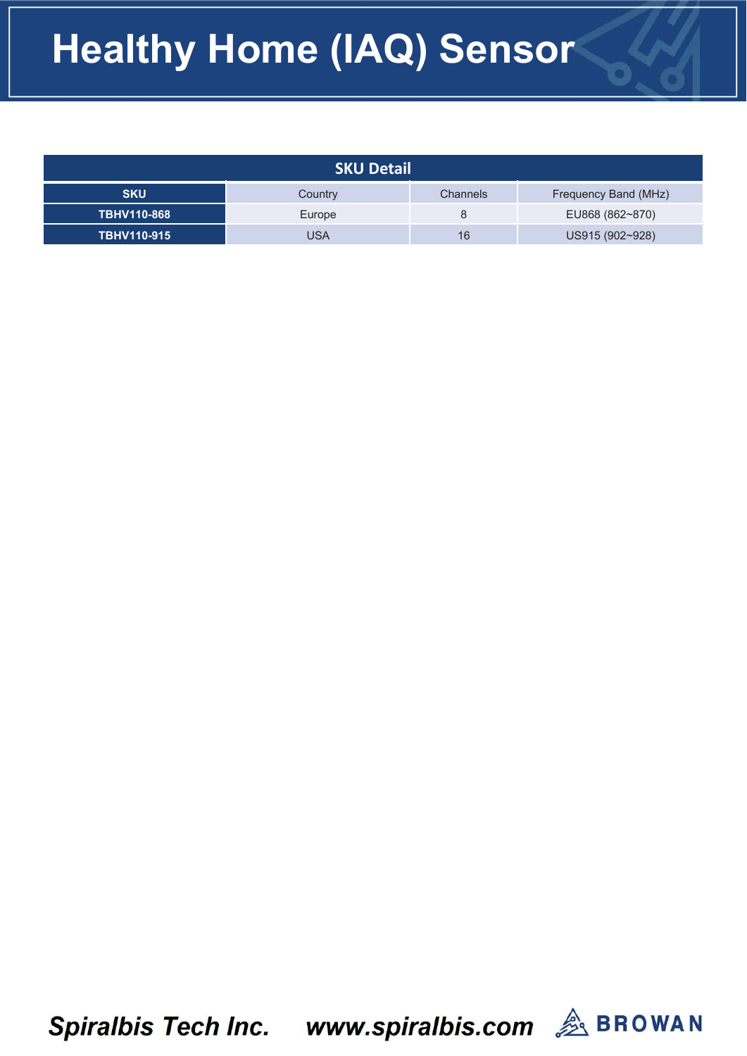# Healthy Home (IAQ) Sensor

| SKU Detail | | | |
|---|---|---|---|
| **SKU** | Country | Channels | Frequency Band (MHz) |
| **TBHV110-868** | Europe | 8 | EU868 (862~870) |
| **TBHV110-915** | USA | 16 | US915 (902~928) |

***Spiralbis Tech Inc.*** ***www.spiralbis.com*** **BROWAN**